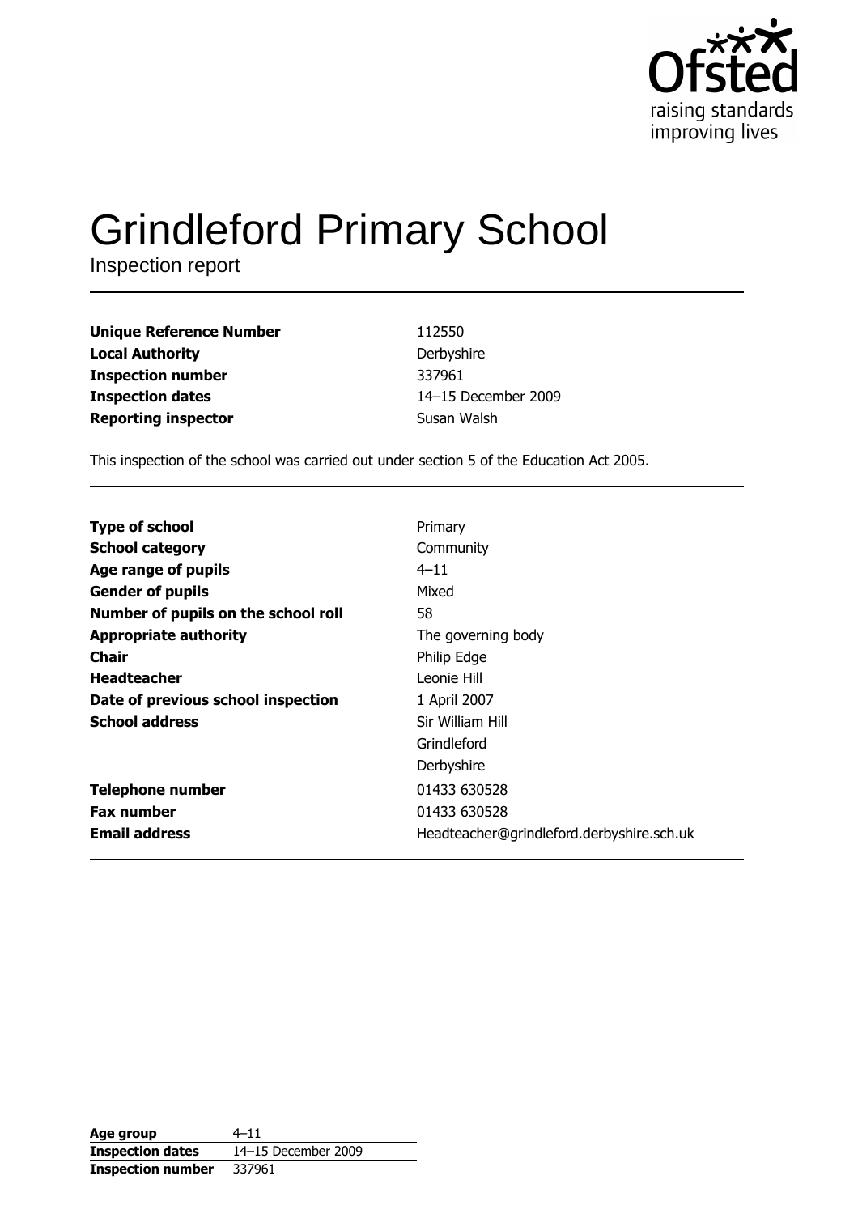# Grindleford Primary School

Inspection report

| | |
|---|---|
| **Unique Reference Number** | 112550 |
| **Local Authority** | Derbyshire |
| **Inspection number** | 337961 |
| **Inspection dates** | 14–15 December 2009 |
| **Reporting inspector** | Susan Walsh |

This inspection of the school was carried out under section 5 of the Education Act 2005.

| | |
|---|---|
| **Type of school** | Primary |
| **School category** | Community |
| **Age range of pupils** | 4–11 |
| **Gender of pupils** | Mixed |
| **Number of pupils on the school roll** | 58 |
| **Appropriate authority** | The governing body |
| **Chair** | Philip Edge |
| **Headteacher** | Leonie Hill |
| **Date of previous school inspection** | 1 April 2007 |
| **School address** | Sir William Hill<br>Grindleford<br>Derbyshire |
| **Telephone number** | 01433 630528 |
| **Fax number** | 01433 630528 |
| **Email address** | Headteacher@grindleford.derbyshire.sch.uk |

| | |
|---|---|
| **Age group** | 4–11 |
| **Inspection dates** | 14–15 December 2009 |
| **Inspection number** | 337961 |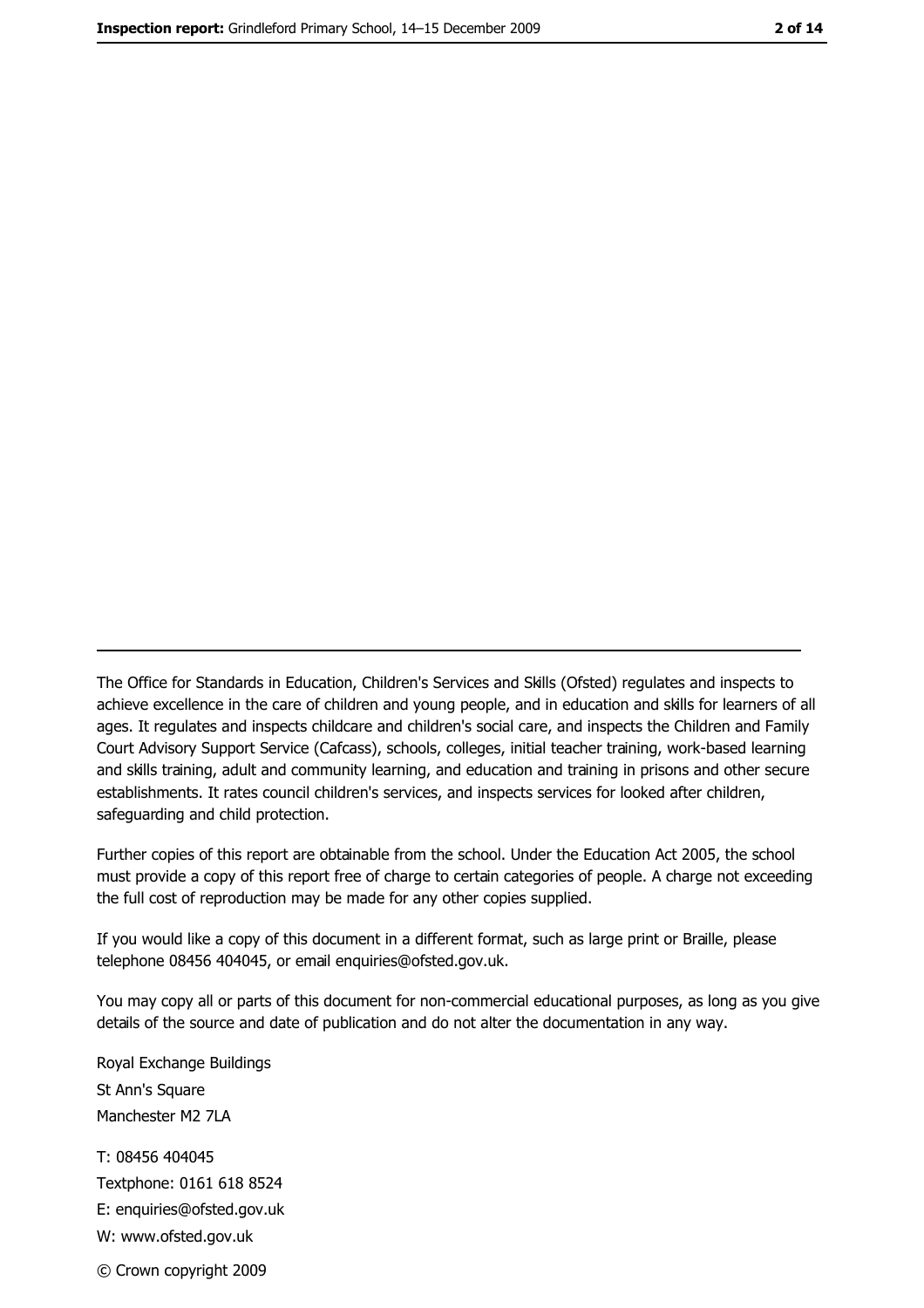The Office for Standards in Education, Children's Services and Skills (Ofsted) regulates and inspects to achieve excellence in the care of children and young people, and in education and skills for learners of all ages. It regulates and inspects childcare and children's social care, and inspects the Children and Family Court Advisory Support Service (Cafcass), schools, colleges, initial teacher training, work-based learning and skills training, adult and community learning, and education and training in prisons and other secure establishments. It rates council children's services, and inspects services for looked after children, safeguarding and child protection.

Further copies of this report are obtainable from the school. Under the Education Act 2005, the school must provide a copy of this report free of charge to certain categories of people. A charge not exceeding the full cost of reproduction may be made for any other copies supplied.

If you would like a copy of this document in a different format, such as large print or Braille, please telephone 08456 404045, or email enquiries@ofsted.gov.uk.

You may copy all or parts of this document for non-commercial educational purposes, as long as you give details of the source and date of publication and do not alter the documentation in any way.

Royal Exchange Buildings
St Ann's Square
Manchester M2 7LA

T: 08456 404045
Textphone: 0161 618 8524
E: enquiries@ofsted.gov.uk
W: www.ofsted.gov.uk

© Crown copyright 2009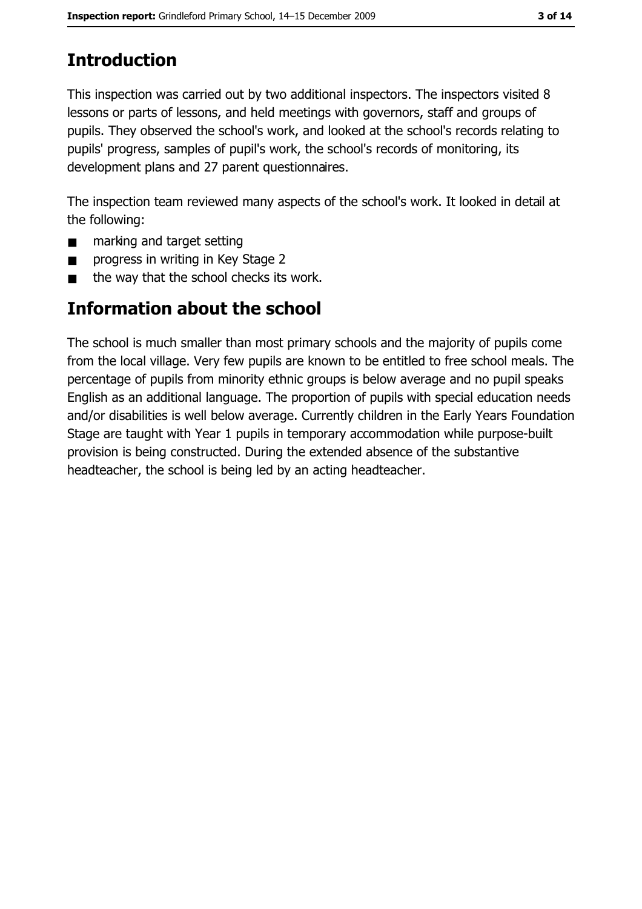# Introduction

This inspection was carried out by two additional inspectors. The inspectors visited 8 lessons or parts of lessons, and held meetings with governors, staff and groups of pupils. They observed the school's work, and looked at the school's records relating to pupils' progress, samples of pupil's work, the school's records of monitoring, its development plans and 27 parent questionnaires.

The inspection team reviewed many aspects of the school's work. It looked in detail at the following:

- marking and target setting
- progress in writing in Key Stage 2
- the way that the school checks its work.

# Information about the school

The school is much smaller than most primary schools and the majority of pupils come from the local village. Very few pupils are known to be entitled to free school meals. The percentage of pupils from minority ethnic groups is below average and no pupil speaks English as an additional language. The proportion of pupils with special education needs and/or disabilities is well below average. Currently children in the Early Years Foundation Stage are taught with Year 1 pupils in temporary accommodation while purpose-built provision is being constructed. During the extended absence of the substantive headteacher, the school is being led by an acting headteacher.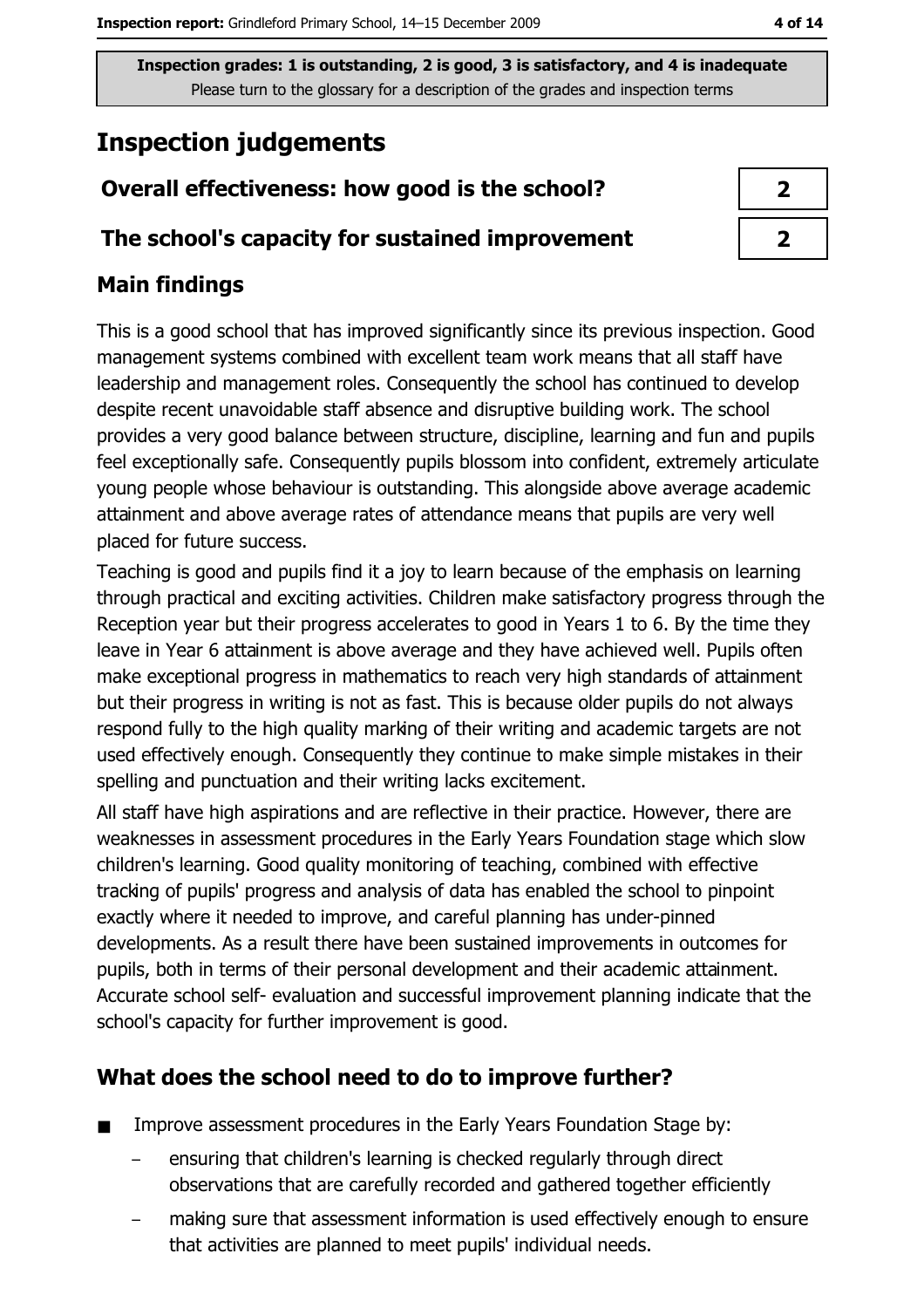Inspection grades: 1 is outstanding, 2 is good, 3 is satisfactory, and 4 is inadequate
Please turn to the glossary for a description of the grades and inspection terms

## Inspection judgements

| Overall effectiveness: how good is the school? | 2 |
| --- | --- |
| The school's capacity for sustained improvement | 2 |

### Main findings

This is a good school that has improved significantly since its previous inspection. Good management systems combined with excellent team work means that all staff have leadership and management roles. Consequently the school has continued to develop despite recent unavoidable staff absence and disruptive building work. The school provides a very good balance between structure, discipline, learning and fun and pupils feel exceptionally safe. Consequently pupils blossom into confident, extremely articulate young people whose behaviour is outstanding. This alongside above average academic attainment and above average rates of attendance means that pupils are very well placed for future success.

Teaching is good and pupils find it a joy to learn because of the emphasis on learning through practical and exciting activities. Children make satisfactory progress through the Reception year but their progress accelerates to good in Years 1 to 6. By the time they leave in Year 6 attainment is above average and they have achieved well. Pupils often make exceptional progress in mathematics to reach very high standards of attainment but their progress in writing is not as fast. This is because older pupils do not always respond fully to the high quality marking of their writing and academic targets are not used effectively enough. Consequently they continue to make simple mistakes in their spelling and punctuation and their writing lacks excitement.

All staff have high aspirations and are reflective in their practice. However, there are weaknesses in assessment procedures in the Early Years Foundation stage which slow children's learning. Good quality monitoring of teaching, combined with effective tracking of pupils' progress and analysis of data has enabled the school to pinpoint exactly where it needed to improve, and careful planning has under-pinned developments. As a result there have been sustained improvements in outcomes for pupils, both in terms of their personal development and their academic attainment. Accurate school self- evaluation and successful improvement planning indicate that the school's capacity for further improvement is good.

### What does the school need to do to improve further?

- Improve assessment procedures in the Early Years Foundation Stage by:
  - ensuring that children's learning is checked regularly through direct observations that are carefully recorded and gathered together efficiently
  - making sure that assessment information is used effectively enough to ensure that activities are planned to meet pupils' individual needs.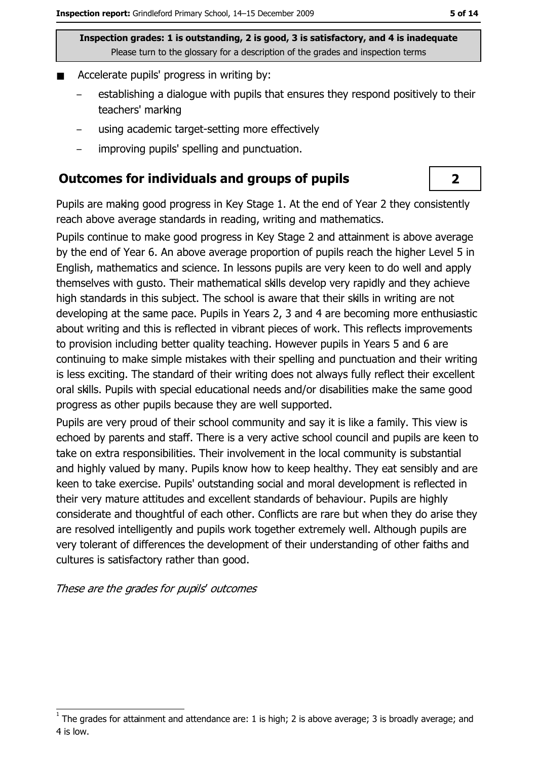**Inspection grades: 1 is outstanding, 2 is good, 3 is satisfactory, and 4 is inadequate**
Please turn to the glossary for a description of the grades and inspection terms

- Accelerate pupils' progress in writing by:
  - establishing a dialogue with pupils that ensures they respond positively to their teachers' marking
  - using academic target-setting more effectively
  - improving pupils' spelling and punctuation.

## Outcomes for individuals and groups of pupils

**2**

Pupils are making good progress in Key Stage 1. At the end of Year 2 they consistently reach above average standards in reading, writing and mathematics.

Pupils continue to make good progress in Key Stage 2 and attainment is above average by the end of Year 6. An above average proportion of pupils reach the higher Level 5 in English, mathematics and science. In lessons pupils are very keen to do well and apply themselves with gusto. Their mathematical skills develop very rapidly and they achieve high standards in this subject. The school is aware that their skills in writing are not developing at the same pace. Pupils in Years 2, 3 and 4 are becoming more enthusiastic about writing and this is reflected in vibrant pieces of work. This reflects improvements to provision including better quality teaching. However pupils in Years 5 and 6 are continuing to make simple mistakes with their spelling and punctuation and their writing is less exciting. The standard of their writing does not always fully reflect their excellent oral skills. Pupils with special educational needs and/or disabilities make the same good progress as other pupils because they are well supported.

Pupils are very proud of their school community and say it is like a family. This view is echoed by parents and staff. There is a very active school council and pupils are keen to take on extra responsibilities. Their involvement in the local community is substantial and highly valued by many. Pupils know how to keep healthy. They eat sensibly and are keen to take exercise. Pupils' outstanding social and moral development is reflected in their very mature attitudes and excellent standards of behaviour. Pupils are highly considerate and thoughtful of each other. Conflicts are rare but when they do arise they are resolved intelligently and pupils work together extremely well. Although pupils are very tolerant of differences the development of their understanding of other faiths and cultures is satisfactory rather than good.

*These are the grades for pupils' outcomes*

[1] The grades for attainment and attendance are: 1 is high; 2 is above average; 3 is broadly average; and 4 is low.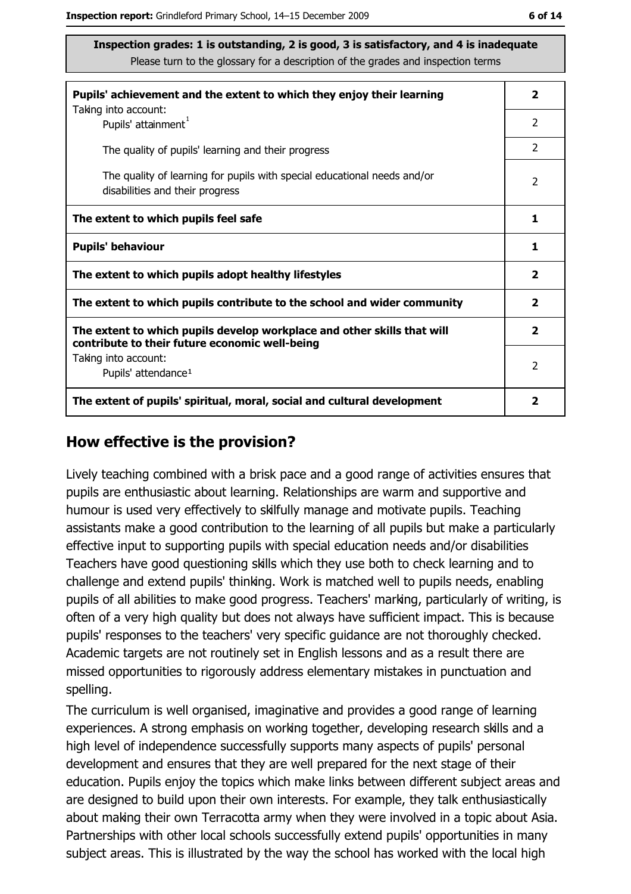**Inspection grades: 1 is outstanding, 2 is good, 3 is satisfactory, and 4 is inadequate**
Please turn to the glossary for a description of the grades and inspection terms

| | |
|---|---|
| **Pupils' achievement and the extent to which they enjoy their learning** | **2** |
| Taking into account: Pupils' attainment[1] | 2 |
| The quality of pupils' learning and their progress | 2 |
| The quality of learning for pupils with special educational needs and/or disabilities and their progress | 2 |
| **The extent to which pupils feel safe** | **1** |
| **Pupils' behaviour** | **1** |
| **The extent to which pupils adopt healthy lifestyles** | **2** |
| **The extent to which pupils contribute to the school and wider community** | **2** |
| **The extent to which pupils develop workplace and other skills that will contribute to their future economic well-being** | **2** |
| Taking into account: Pupils' attendance[1] | 2 |
| **The extent of pupils' spiritual, moral, social and cultural development** | **2** |

## How effective is the provision?

Lively teaching combined with a brisk pace and a good range of activities ensures that pupils are enthusiastic about learning. Relationships are warm and supportive and humour is used very effectively to skilfully manage and motivate pupils. Teaching assistants make a good contribution to the learning of all pupils but make a particularly effective input to supporting pupils with special education needs and/or disabilities Teachers have good questioning skills which they use both to check learning and to challenge and extend pupils' thinking. Work is matched well to pupils needs, enabling pupils of all abilities to make good progress. Teachers' marking, particularly of writing, is often of a very high quality but does not always have sufficient impact. This is because pupils' responses to the teachers' very specific guidance are not thoroughly checked. Academic targets are not routinely set in English lessons and as a result there are missed opportunities to rigorously address elementary mistakes in punctuation and spelling.

The curriculum is well organised, imaginative and provides a good range of learning experiences. A strong emphasis on working together, developing research skills and a high level of independence successfully supports many aspects of pupils' personal development and ensures that they are well prepared for the next stage of their education. Pupils enjoy the topics which make links between different subject areas and are designed to build upon their own interests. For example, they talk enthusiastically about making their own Terracotta army when they were involved in a topic about Asia. Partnerships with other local schools successfully extend pupils' opportunities in many subject areas. This is illustrated by the way the school has worked with the local high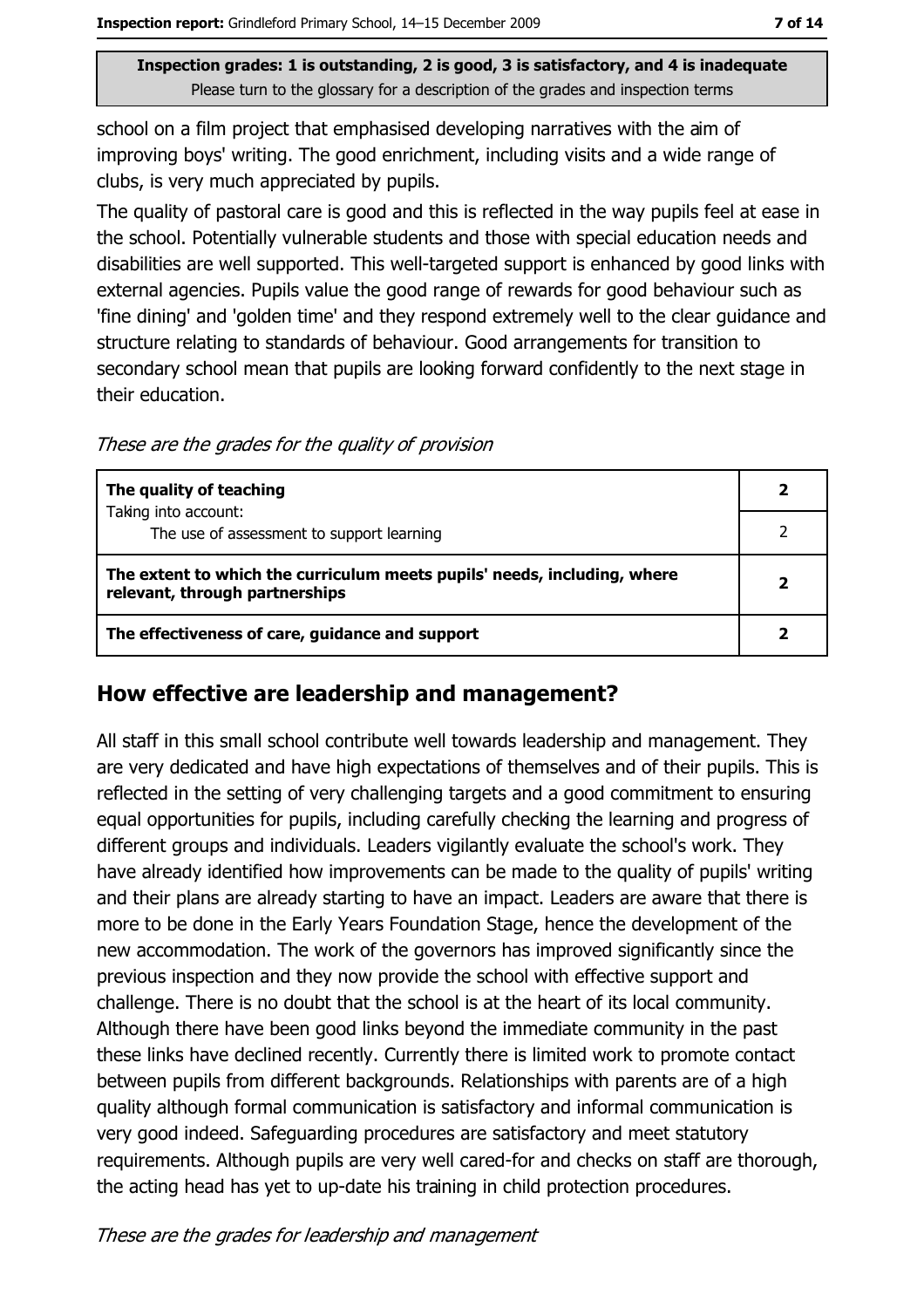Inspection grades: 1 is outstanding, 2 is good, 3 is satisfactory, and 4 is inadequate
Please turn to the glossary for a description of the grades and inspection terms

school on a film project that emphasised developing narratives with the aim of improving boys' writing. The good enrichment, including visits and a wide range of clubs, is very much appreciated by pupils.

The quality of pastoral care is good and this is reflected in the way pupils feel at ease in the school. Potentially vulnerable students and those with special education needs and disabilities are well supported. This well-targeted support is enhanced by good links with external agencies. Pupils value the good range of rewards for good behaviour such as 'fine dining' and 'golden time' and they respond extremely well to the clear guidance and structure relating to standards of behaviour. Good arrangements for transition to secondary school mean that pupils are looking forward confidently to the next stage in their education.

*These are the grades for the quality of provision*

| | |
|---|---|
| **The quality of teaching** | **2** |
| Taking into account: The use of assessment to support learning | 2 |
| **The extent to which the curriculum meets pupils' needs, including, where relevant, through partnerships** | **2** |
| **The effectiveness of care, guidance and support** | **2** |

## How effective are leadership and management?

All staff in this small school contribute well towards leadership and management. They are very dedicated and have high expectations of themselves and of their pupils. This is reflected in the setting of very challenging targets and a good commitment to ensuring equal opportunities for pupils, including carefully checking the learning and progress of different groups and individuals. Leaders vigilantly evaluate the school's work. They have already identified how improvements can be made to the quality of pupils' writing and their plans are already starting to have an impact. Leaders are aware that there is more to be done in the Early Years Foundation Stage, hence the development of the new accommodation. The work of the governors has improved significantly since the previous inspection and they now provide the school with effective support and challenge. There is no doubt that the school is at the heart of its local community. Although there have been good links beyond the immediate community in the past these links have declined recently. Currently there is limited work to promote contact between pupils from different backgrounds. Relationships with parents are of a high quality although formal communication is satisfactory and informal communication is very good indeed. Safeguarding procedures are satisfactory and meet statutory requirements. Although pupils are very well cared-for and checks on staff are thorough, the acting head has yet to up-date his training in child protection procedures.

*These are the grades for leadership and management*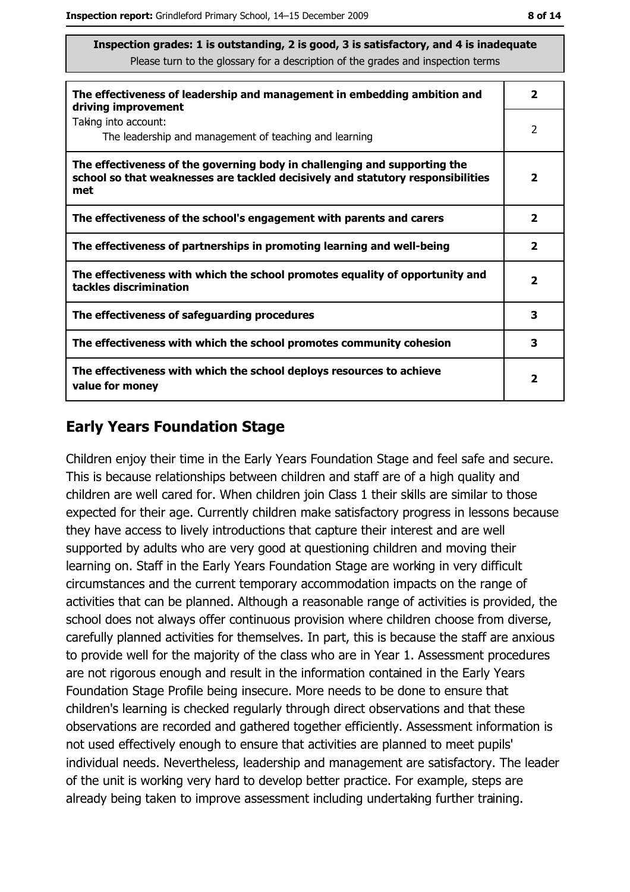**Inspection grades: 1 is outstanding, 2 is good, 3 is satisfactory, and 4 is inadequate**
Please turn to the glossary for a description of the grades and inspection terms

| | |
|---|---|
| **The effectiveness of leadership and management in embedding ambition and driving improvement** | **2** |
| Taking into account: The leadership and management of teaching and learning | 2 |
| **The effectiveness of the governing body in challenging and supporting the school so that weaknesses are tackled decisively and statutory responsibilities met** | **2** |
| **The effectiveness of the school's engagement with parents and carers** | **2** |
| **The effectiveness of partnerships in promoting learning and well-being** | **2** |
| **The effectiveness with which the school promotes equality of opportunity and tackles discrimination** | **2** |
| **The effectiveness of safeguarding procedures** | **3** |
| **The effectiveness with which the school promotes community cohesion** | **3** |
| **The effectiveness with which the school deploys resources to achieve value for money** | **2** |

## Early Years Foundation Stage

Children enjoy their time in the Early Years Foundation Stage and feel safe and secure. This is because relationships between children and staff are of a high quality and children are well cared for. When children join Class 1 their skills are similar to those expected for their age. Currently children make satisfactory progress in lessons because they have access to lively introductions that capture their interest and are well supported by adults who are very good at questioning children and moving their learning on. Staff in the Early Years Foundation Stage are working in very difficult circumstances and the current temporary accommodation impacts on the range of activities that can be planned. Although a reasonable range of activities is provided, the school does not always offer continuous provision where children choose from diverse, carefully planned activities for themselves. In part, this is because the staff are anxious to provide well for the majority of the class who are in Year 1. Assessment procedures are not rigorous enough and result in the information contained in the Early Years Foundation Stage Profile being insecure. More needs to be done to ensure that children's learning is checked regularly through direct observations and that these observations are recorded and gathered together efficiently. Assessment information is not used effectively enough to ensure that activities are planned to meet pupils' individual needs. Nevertheless, leadership and management are satisfactory. The leader of the unit is working very hard to develop better practice. For example, steps are already being taken to improve assessment including undertaking further training.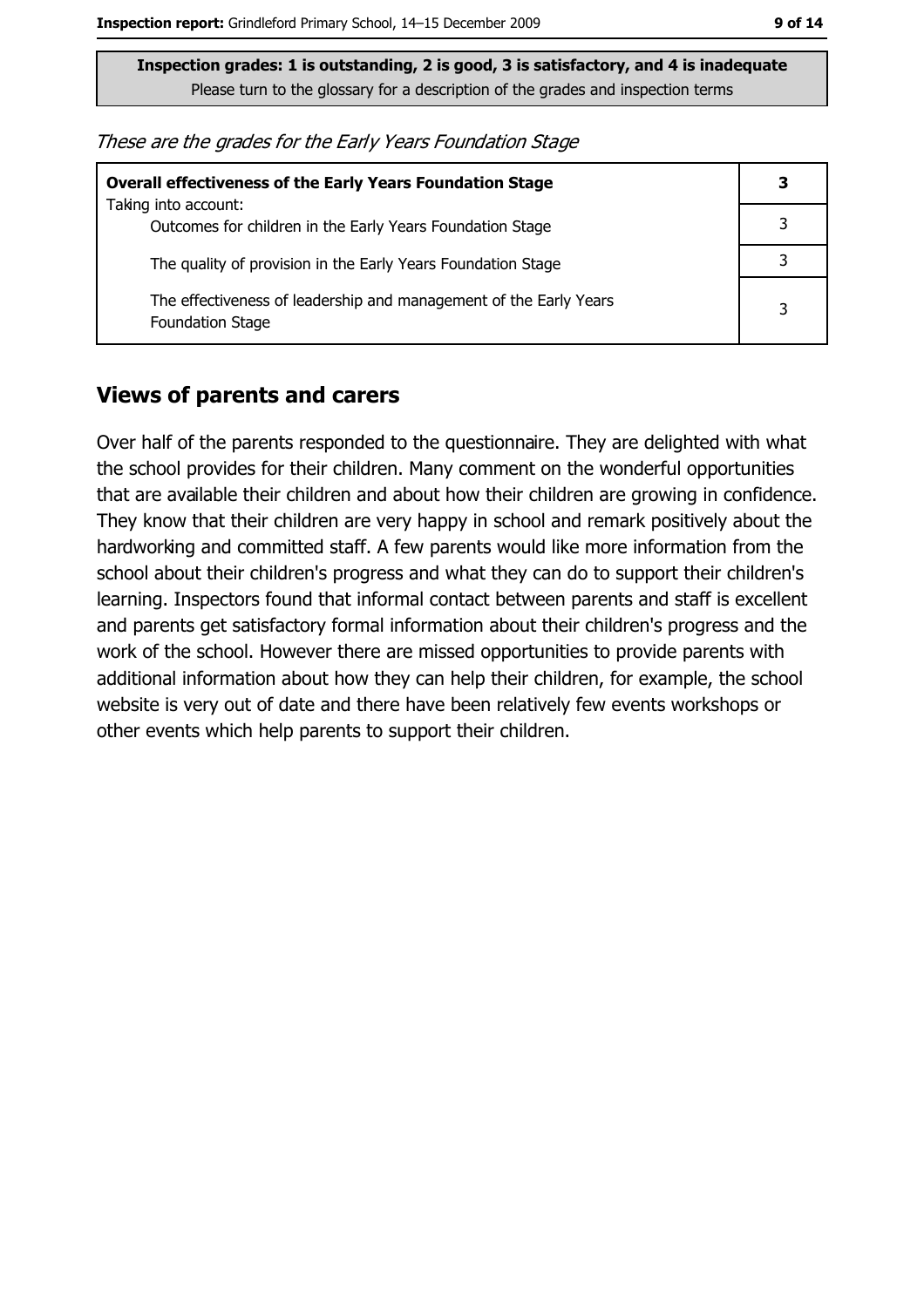**Inspection grades: 1 is outstanding, 2 is good, 3 is satisfactory, and 4 is inadequate**
Please turn to the glossary for a description of the grades and inspection terms

*These are the grades for the Early Years Foundation Stage*

| | |
|---|---|
| **Overall effectiveness of the Early Years Foundation Stage**<br>Taking into account: | **3** |
| Outcomes for children in the Early Years Foundation Stage | 3 |
| The quality of provision in the Early Years Foundation Stage | 3 |
| The effectiveness of leadership and management of the Early Years Foundation Stage | 3 |

## Views of parents and carers

Over half of the parents responded to the questionnaire. They are delighted with what the school provides for their children. Many comment on the wonderful opportunities that are available their children and about how their children are growing in confidence. They know that their children are very happy in school and remark positively about the hardworking and committed staff. A few parents would like more information from the school about their children's progress and what they can do to support their children's learning. Inspectors found that informal contact between parents and staff is excellent and parents get satisfactory formal information about their children's progress and the work of the school. However there are missed opportunities to provide parents with additional information about how they can help their children, for example, the school website is very out of date and there have been relatively few events workshops or other events which help parents to support their children.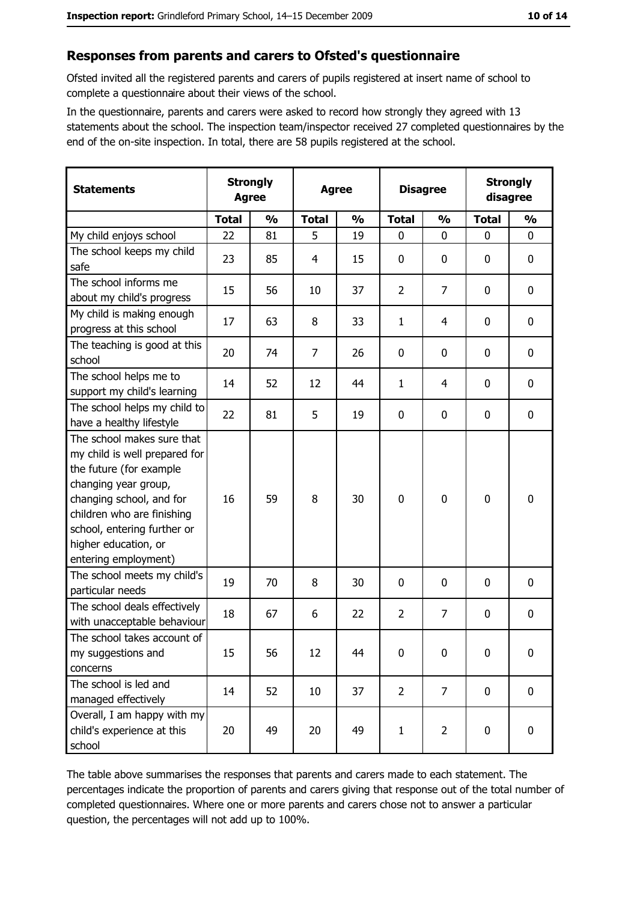## Responses from parents and carers to Ofsted's questionnaire

Ofsted invited all the registered parents and carers of pupils registered at insert name of school to complete a questionnaire about their views of the school.

In the questionnaire, parents and carers were asked to record how strongly they agreed with 13 statements about the school. The inspection team/inspector received 27 completed questionnaires by the end of the on-site inspection. In total, there are 58 pupils registered at the school.

| Statements | Strongly Agree | | Agree | | Disagree | | Strongly disagree | |
|---|---|---|---|---|---|---|---|---|
| | **Total** | **%** | **Total** | **%** | **Total** | **%** | **Total** | **%** |
| My child enjoys school | 22 | 81 | 5 | 19 | 0 | 0 | 0 | 0 |
| The school keeps my child safe | 23 | 85 | 4 | 15 | 0 | 0 | 0 | 0 |
| The school informs me about my child's progress | 15 | 56 | 10 | 37 | 2 | 7 | 0 | 0 |
| My child is making enough progress at this school | 17 | 63 | 8 | 33 | 1 | 4 | 0 | 0 |
| The teaching is good at this school | 20 | 74 | 7 | 26 | 0 | 0 | 0 | 0 |
| The school helps me to support my child's learning | 14 | 52 | 12 | 44 | 1 | 4 | 0 | 0 |
| The school helps my child to have a healthy lifestyle | 22 | 81 | 5 | 19 | 0 | 0 | 0 | 0 |
| The school makes sure that my child is well prepared for the future (for example changing year group, changing school, and for children who are finishing school, entering further or higher education, or entering employment) | 16 | 59 | 8 | 30 | 0 | 0 | 0 | 0 |
| The school meets my child's particular needs | 19 | 70 | 8 | 30 | 0 | 0 | 0 | 0 |
| The school deals effectively with unacceptable behaviour | 18 | 67 | 6 | 22 | 2 | 7 | 0 | 0 |
| The school takes account of my suggestions and concerns | 15 | 56 | 12 | 44 | 0 | 0 | 0 | 0 |
| The school is led and managed effectively | 14 | 52 | 10 | 37 | 2 | 7 | 0 | 0 |
| Overall, I am happy with my child's experience at this school | 20 | 49 | 20 | 49 | 1 | 2 | 0 | 0 |

The table above summarises the responses that parents and carers made to each statement. The percentages indicate the proportion of parents and carers giving that response out of the total number of completed questionnaires. Where one or more parents and carers chose not to answer a particular question, the percentages will not add up to 100%.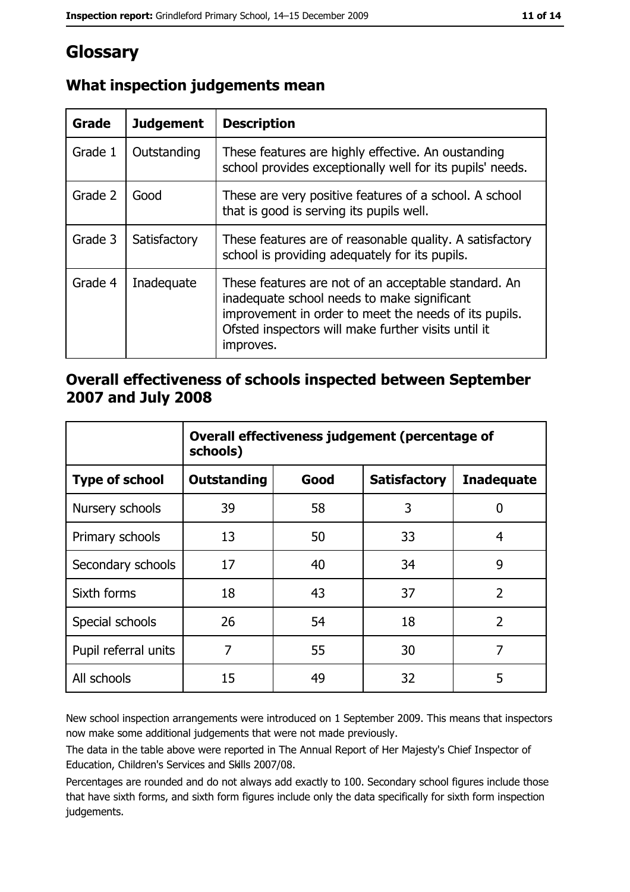# Glossary

## What inspection judgements mean

| Grade | Judgement | Description |
| --- | --- | --- |
| Grade 1 | Outstanding | These features are highly effective. An oustanding school provides exceptionally well for its pupils' needs. |
| Grade 2 | Good | These are very positive features of a school. A school that is good is serving its pupils well. |
| Grade 3 | Satisfactory | These features are of reasonable quality. A satisfactory school is providing adequately for its pupils. |
| Grade 4 | Inadequate | These features are not of an acceptable standard. An inadequate school needs to make significant improvement in order to meet the needs of its pupils. Ofsted inspectors will make further visits until it improves. |

## Overall effectiveness of schools inspected between September 2007 and July 2008

| | Overall effectiveness judgement (percentage of schools) | | | |
| --- | --- | --- | --- | --- |
| **Type of school** | **Outstanding** | **Good** | **Satisfactory** | **Inadequate** |
| Nursery schools | 39 | 58 | 3 | 0 |
| Primary schools | 13 | 50 | 33 | 4 |
| Secondary schools | 17 | 40 | 34 | 9 |
| Sixth forms | 18 | 43 | 37 | 2 |
| Special schools | 26 | 54 | 18 | 2 |
| Pupil referral units | 7 | 55 | 30 | 7 |
| All schools | 15 | 49 | 32 | 5 |

New school inspection arrangements were introduced on 1 September 2009. This means that inspectors now make some additional judgements that were not made previously.

The data in the table above were reported in The Annual Report of Her Majesty's Chief Inspector of Education, Children's Services and Skills 2007/08.

Percentages are rounded and do not always add exactly to 100. Secondary school figures include those that have sixth forms, and sixth form figures include only the data specifically for sixth form inspection judgements.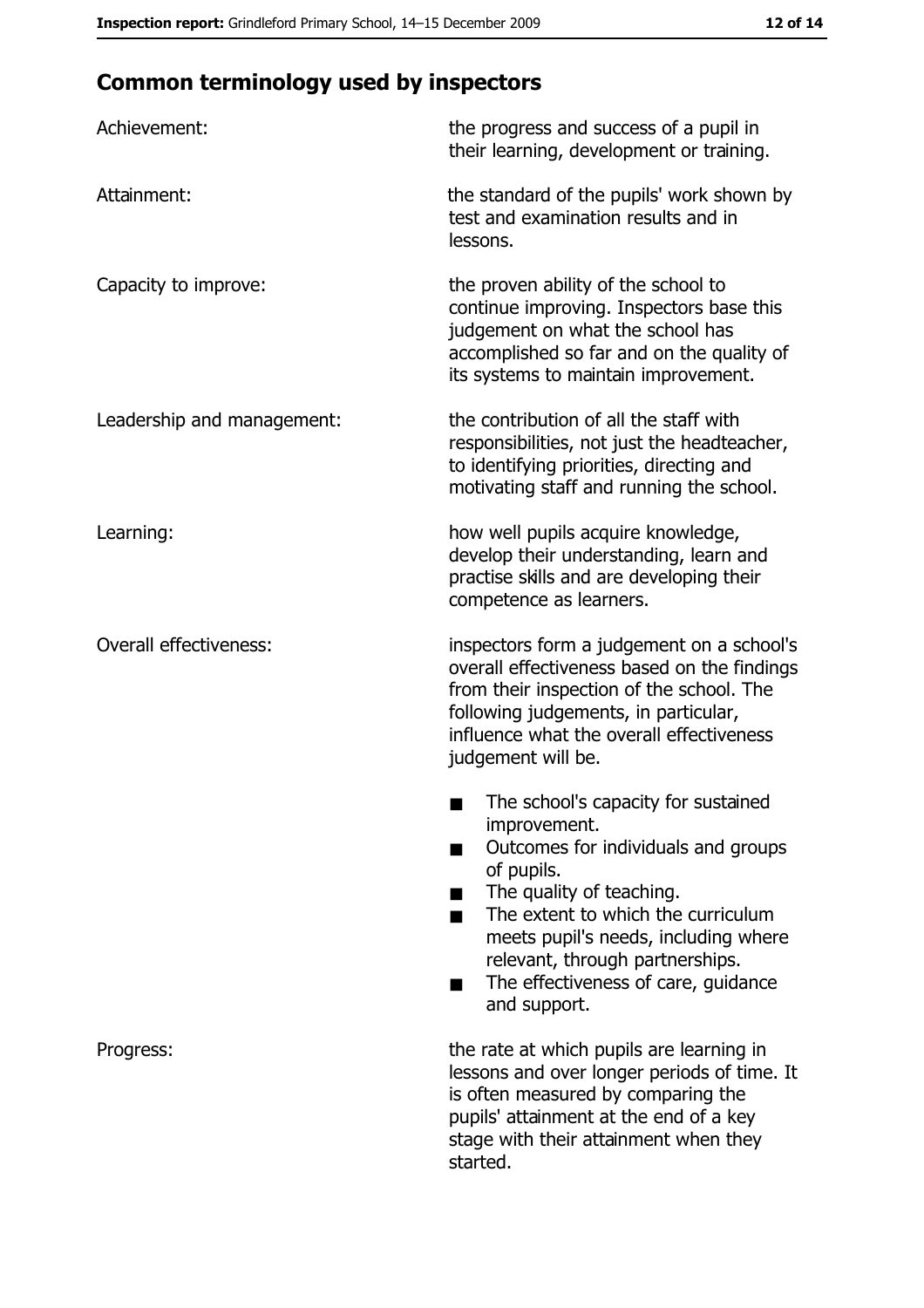## Common terminology used by inspectors

| | |
|---|---|
| Achievement: | the progress and success of a pupil in their learning, development or training. |
| Attainment: | the standard of the pupils' work shown by test and examination results and in lessons. |
| Capacity to improve: | the proven ability of the school to continue improving. Inspectors base this judgement on what the school has accomplished so far and on the quality of its systems to maintain improvement. |
| Leadership and management: | the contribution of all the staff with responsibilities, not just the headteacher, to identifying priorities, directing and motivating staff and running the school. |
| Learning: | how well pupils acquire knowledge, develop their understanding, learn and practise skills and are developing their competence as learners. |
| Overall effectiveness: | inspectors form a judgement on a school's overall effectiveness based on the findings from their inspection of the school. The following judgements, in particular, influence what the overall effectiveness judgement will be. <br>■ The school's capacity for sustained improvement.<br>■ Outcomes for individuals and groups of pupils.<br>■ The quality of teaching.<br>■ The extent to which the curriculum meets pupil's needs, including where relevant, through partnerships.<br>■ The effectiveness of care, guidance and support. |
| Progress: | the rate at which pupils are learning in lessons and over longer periods of time. It is often measured by comparing the pupils' attainment at the end of a key stage with their attainment when they started. |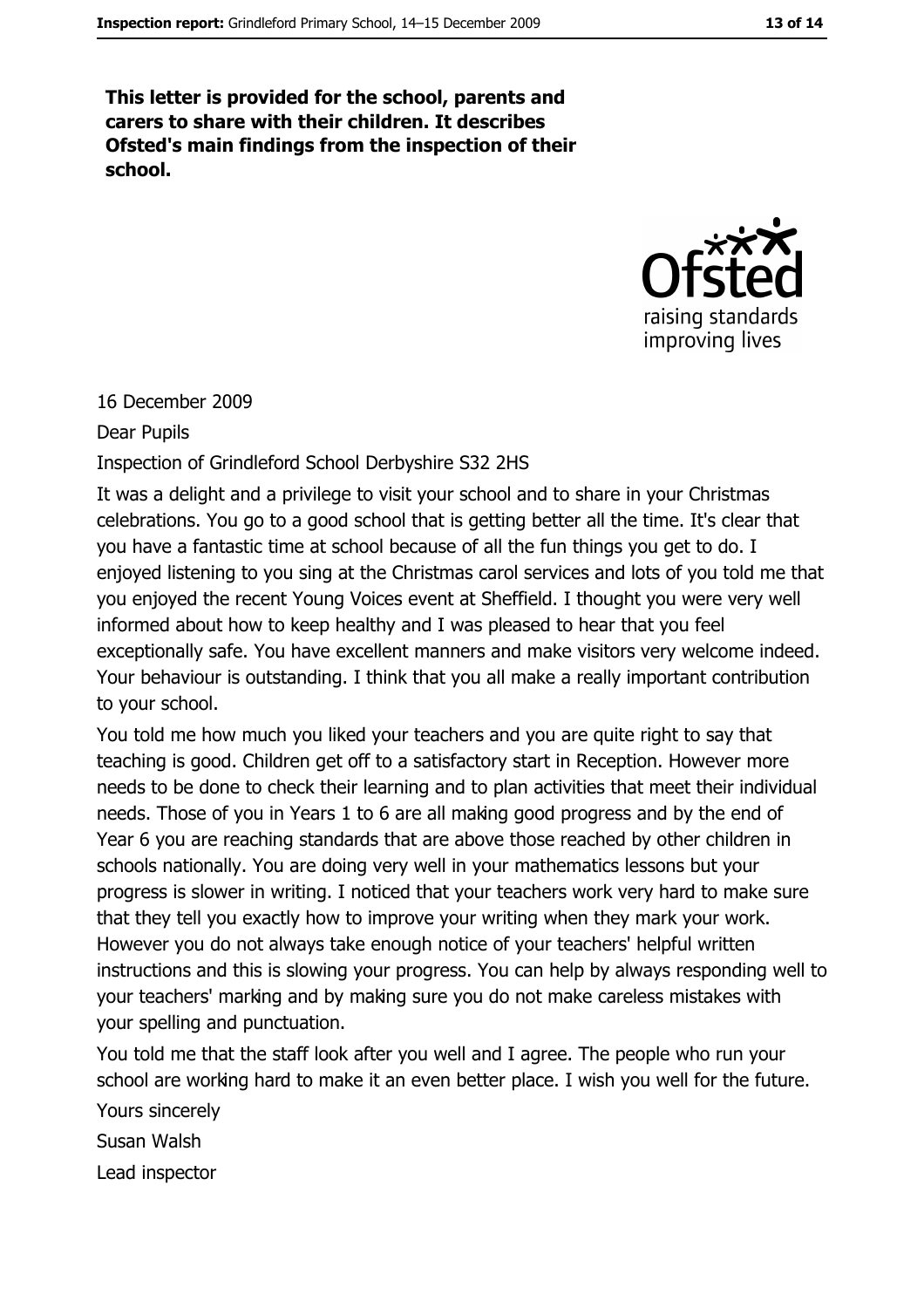**This letter is provided for the school, parents and carers to share with their children. It describes Ofsted's main findings from the inspection of their school.**

16 December 2009

Dear Pupils

Inspection of Grindleford School Derbyshire S32 2HS

It was a delight and a privilege to visit your school and to share in your Christmas celebrations. You go to a good school that is getting better all the time. It's clear that you have a fantastic time at school because of all the fun things you get to do. I enjoyed listening to you sing at the Christmas carol services and lots of you told me that you enjoyed the recent Young Voices event at Sheffield. I thought you were very well informed about how to keep healthy and I was pleased to hear that you feel exceptionally safe. You have excellent manners and make visitors very welcome indeed. Your behaviour is outstanding. I think that you all make a really important contribution to your school.

You told me how much you liked your teachers and you are quite right to say that teaching is good. Children get off to a satisfactory start in Reception. However more needs to be done to check their learning and to plan activities that meet their individual needs. Those of you in Years 1 to 6 are all making good progress and by the end of Year 6 you are reaching standards that are above those reached by other children in schools nationally. You are doing very well in your mathematics lessons but your progress is slower in writing. I noticed that your teachers work very hard to make sure that they tell you exactly how to improve your writing when they mark your work. However you do not always take enough notice of your teachers' helpful written instructions and this is slowing your progress. You can help by always responding well to your teachers' marking and by making sure you do not make careless mistakes with your spelling and punctuation.

You told me that the staff look after you well and I agree. The people who run your school are working hard to make it an even better place. I wish you well for the future.

Yours sincerely

Susan Walsh

Lead inspector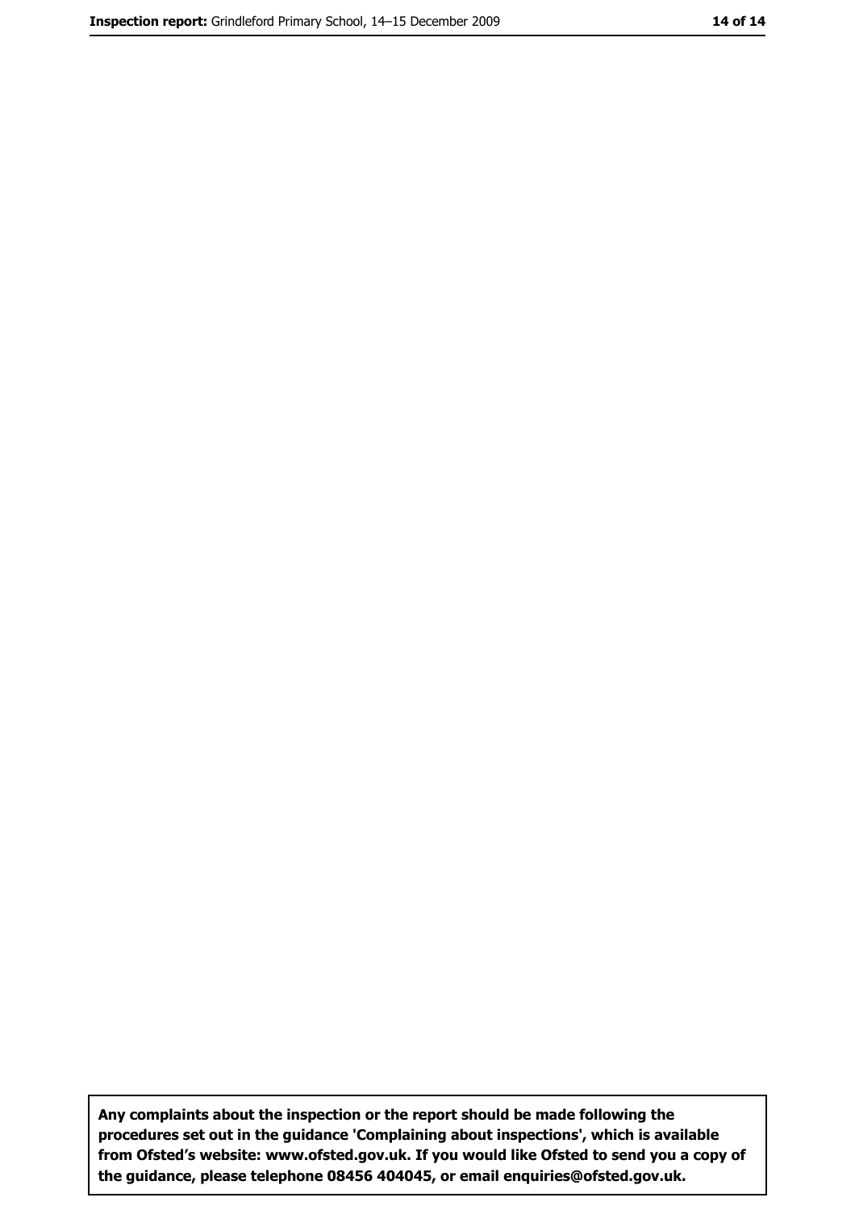**Any complaints about the inspection or the report should be made following the procedures set out in the guidance 'Complaining about inspections', which is available from Ofsted's website: www.ofsted.gov.uk. If you would like Ofsted to send you a copy of the guidance, please telephone 08456 404045, or email enquiries@ofsted.gov.uk.**